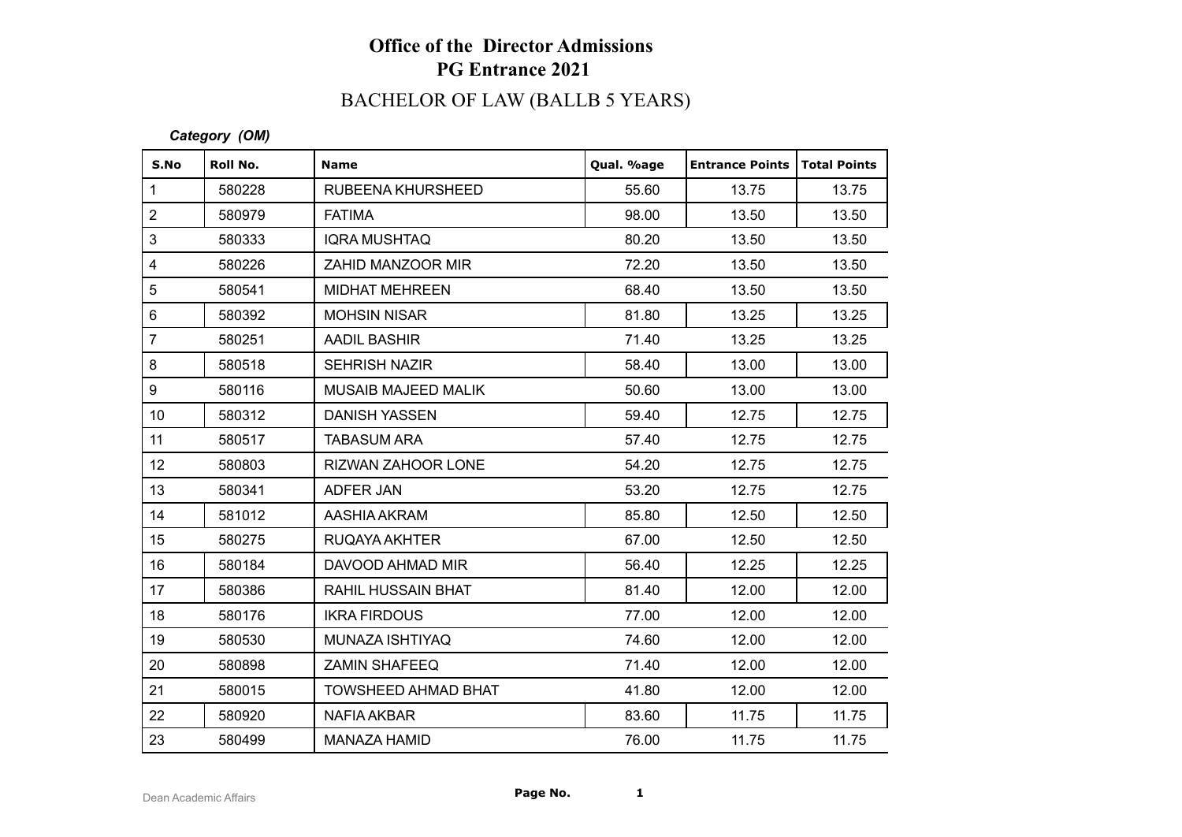# Office of the Director Admissions
## PG Entrance 2021

### BACHELOR OF LAW (BALLB 5 YEARS)

***Category (OM)***

| S.No | Roll No. | Name | Qual. %age | Entrance Points | Total Points |
|---|---|---|---|---|---|
| 1 | 580228 | RUBEENA KHURSHEED | 55.60 | 13.75 | 13.75 |
| 2 | 580979 | FATIMA | 98.00 | 13.50 | 13.50 |
| 3 | 580333 | IQRA MUSHTAQ | 80.20 | 13.50 | 13.50 |
| 4 | 580226 | ZAHID MANZOOR MIR | 72.20 | 13.50 | 13.50 |
| 5 | 580541 | MIDHAT MEHREEN | 68.40 | 13.50 | 13.50 |
| 6 | 580392 | MOHSIN NISAR | 81.80 | 13.25 | 13.25 |
| 7 | 580251 | AADIL BASHIR | 71.40 | 13.25 | 13.25 |
| 8 | 580518 | SEHRISH NAZIR | 58.40 | 13.00 | 13.00 |
| 9 | 580116 | MUSAIB MAJEED MALIK | 50.60 | 13.00 | 13.00 |
| 10 | 580312 | DANISH YASSEN | 59.40 | 12.75 | 12.75 |
| 11 | 580517 | TABASUM ARA | 57.40 | 12.75 | 12.75 |
| 12 | 580803 | RIZWAN ZAHOOR LONE | 54.20 | 12.75 | 12.75 |
| 13 | 580341 | ADFER JAN | 53.20 | 12.75 | 12.75 |
| 14 | 581012 | AASHIA AKRAM | 85.80 | 12.50 | 12.50 |
| 15 | 580275 | RUQAYA AKHTER | 67.00 | 12.50 | 12.50 |
| 16 | 580184 | DAVOOD AHMAD MIR | 56.40 | 12.25 | 12.25 |
| 17 | 580386 | RAHIL HUSSAIN BHAT | 81.40 | 12.00 | 12.00 |
| 18 | 580176 | IKRA FIRDOUS | 77.00 | 12.00 | 12.00 |
| 19 | 580530 | MUNAZA ISHTIYAQ | 74.60 | 12.00 | 12.00 |
| 20 | 580898 | ZAMIN SHAFEEQ | 71.40 | 12.00 | 12.00 |
| 21 | 580015 | TOWSHEED AHMAD BHAT | 41.80 | 12.00 | 12.00 |
| 22 | 580920 | NAFIA AKBAR | 83.60 | 11.75 | 11.75 |
| 23 | 580499 | MANAZA HAMID | 76.00 | 11.75 | 11.75 |

Dean Academic Affairs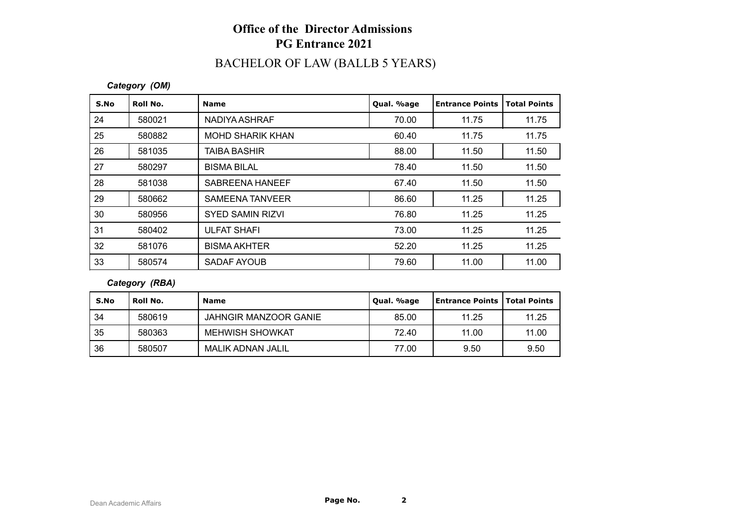# Office of the Director Admissions
# PG Entrance 2021

## BACHELOR OF LAW (BALLB 5 YEARS)

***Category (OM)***

| S.No | Roll No. | Name | Qual. %age | Entrance Points | Total Points |
|---|---|---|---|---|---|
| 24 | 580021 | NADIYA ASHRAF | 70.00 | 11.75 | 11.75 |
| 25 | 580882 | MOHD SHARIK KHAN | 60.40 | 11.75 | 11.75 |
| 26 | 581035 | TAIBA BASHIR | 88.00 | 11.50 | 11.50 |
| 27 | 580297 | BISMA BILAL | 78.40 | 11.50 | 11.50 |
| 28 | 581038 | SABREENA HANEEF | 67.40 | 11.50 | 11.50 |
| 29 | 580662 | SAMEENA TANVEER | 86.60 | 11.25 | 11.25 |
| 30 | 580956 | SYED SAMIN RIZVI | 76.80 | 11.25 | 11.25 |
| 31 | 580402 | ULFAT SHAFI | 73.00 | 11.25 | 11.25 |
| 32 | 581076 | BISMA AKHTER | 52.20 | 11.25 | 11.25 |
| 33 | 580574 | SADAF AYOUB | 79.60 | 11.00 | 11.00 |

***Category (RBA)***

| S.No | Roll No. | Name | Qual. %age | Entrance Points | Total Points |
|---|---|---|---|---|---|
| 34 | 580619 | JAHNGIR MANZOOR GANIE | 85.00 | 11.25 | 11.25 |
| 35 | 580363 | MEHWISH SHOWKAT | 72.40 | 11.00 | 11.00 |
| 36 | 580507 | MALIK ADNAN JALIL | 77.00 | 9.50 | 9.50 |